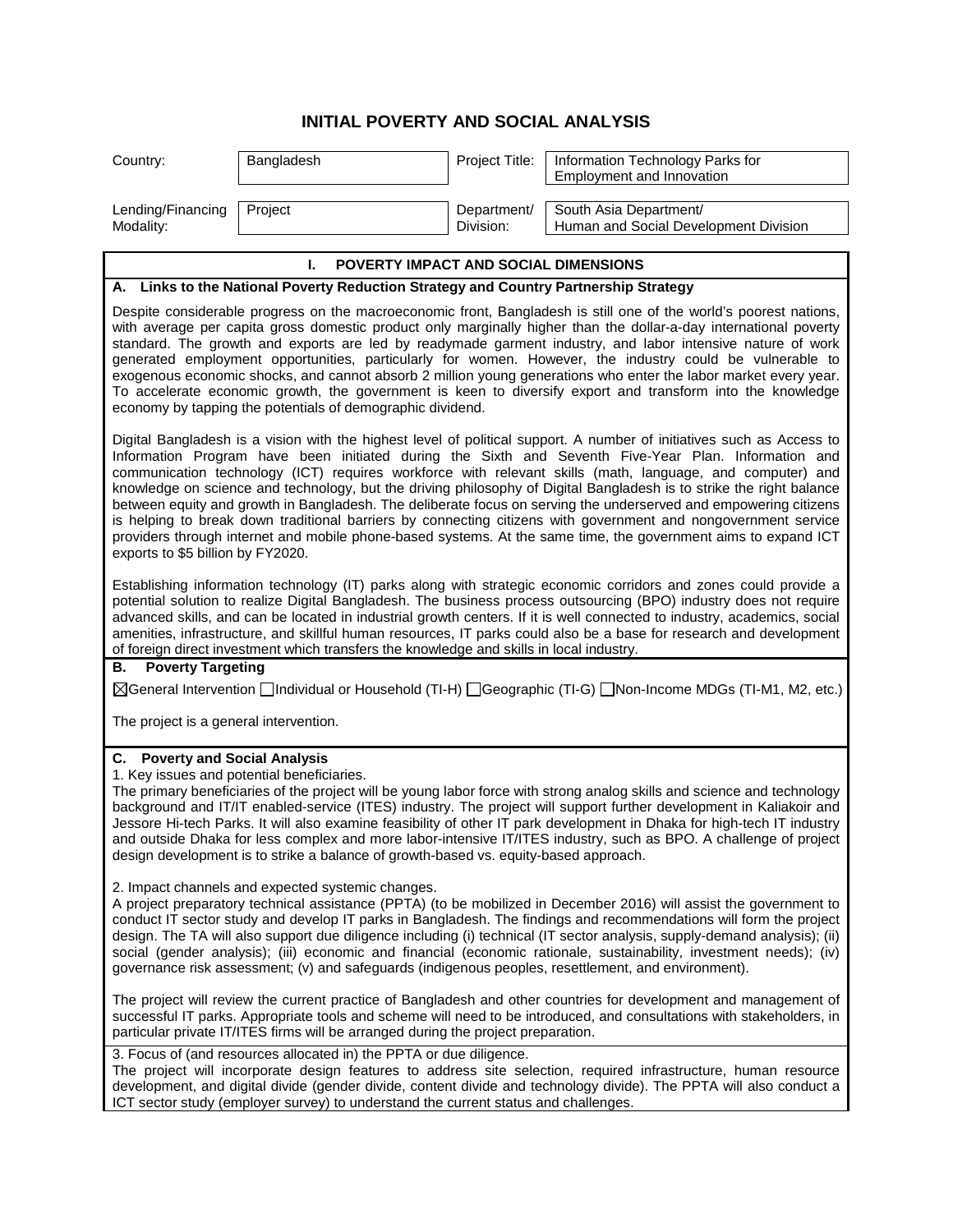# INITIAL POVERTY AND SOCIAL ANALYSIS

| Country: | Bangladesh | Project Title: | Information Technology Parks for Employment and Innovation |
|---|---|---|---|
| Lending/Financing Modality: | Project | Department/ Division: | South Asia Department/ Human and Social Development Division |

## I. POVERTY IMPACT AND SOCIAL DIMENSIONS

### A. Links to the National Poverty Reduction Strategy and Country Partnership Strategy

Despite considerable progress on the macroeconomic front, Bangladesh is still one of the world's poorest nations, with average per capita gross domestic product only marginally higher than the dollar-a-day international poverty standard. The growth and exports are led by readymade garment industry, and labor intensive nature of work generated employment opportunities, particularly for women. However, the industry could be vulnerable to exogenous economic shocks, and cannot absorb 2 million young generations who enter the labor market every year. To accelerate economic growth, the government is keen to diversify export and transform into the knowledge economy by tapping the potentials of demographic dividend.

Digital Bangladesh is a vision with the highest level of political support. A number of initiatives such as Access to Information Program have been initiated during the Sixth and Seventh Five-Year Plan. Information and communication technology (ICT) requires workforce with relevant skills (math, language, and computer) and knowledge on science and technology, but the driving philosophy of Digital Bangladesh is to strike the right balance between equity and growth in Bangladesh. The deliberate focus on serving the underserved and empowering citizens is helping to break down traditional barriers by connecting citizens with government and nongovernment service providers through internet and mobile phone-based systems. At the same time, the government aims to expand ICT exports to $5 billion by FY2020.

Establishing information technology (IT) parks along with strategic economic corridors and zones could provide a potential solution to realize Digital Bangladesh. The business process outsourcing (BPO) industry does not require advanced skills, and can be located in industrial growth centers. If it is well connected to industry, academics, social amenities, infrastructure, and skillful human resources, IT parks could also be a base for research and development of foreign direct investment which transfers the knowledge and skills in local industry.

### B. Poverty Targeting

☒General Intervention ☐Individual or Household (TI-H) ☐Geographic (TI-G) ☐Non-Income MDGs (TI-M1, M2, etc.)

The project is a general intervention.

### C. Poverty and Social Analysis

1. Key issues and potential beneficiaries.

The primary beneficiaries of the project will be young labor force with strong analog skills and science and technology background and IT/IT enabled-service (ITES) industry. The project will support further development in Kaliakoir and Jessore Hi-tech Parks. It will also examine feasibility of other IT park development in Dhaka for high-tech IT industry and outside Dhaka for less complex and more labor-intensive IT/ITES industry, such as BPO. A challenge of project design development is to strike a balance of growth-based vs. equity-based approach.

2. Impact channels and expected systemic changes.

A project preparatory technical assistance (PPTA) (to be mobilized in December 2016) will assist the government to conduct IT sector study and develop IT parks in Bangladesh. The findings and recommendations will form the project design. The TA will also support due diligence including (i) technical (IT sector analysis, supply-demand analysis); (ii) social (gender analysis); (iii) economic and financial (economic rationale, sustainability, investment needs); (iv) governance risk assessment; (v) and safeguards (indigenous peoples, resettlement, and environment).

The project will review the current practice of Bangladesh and other countries for development and management of successful IT parks. Appropriate tools and scheme will need to be introduced, and consultations with stakeholders, in particular private IT/ITES firms will be arranged during the project preparation.

3. Focus of (and resources allocated in) the PPTA or due diligence.

The project will incorporate design features to address site selection, required infrastructure, human resource development, and digital divide (gender divide, content divide and technology divide). The PPTA will also conduct a ICT sector study (employer survey) to understand the current status and challenges.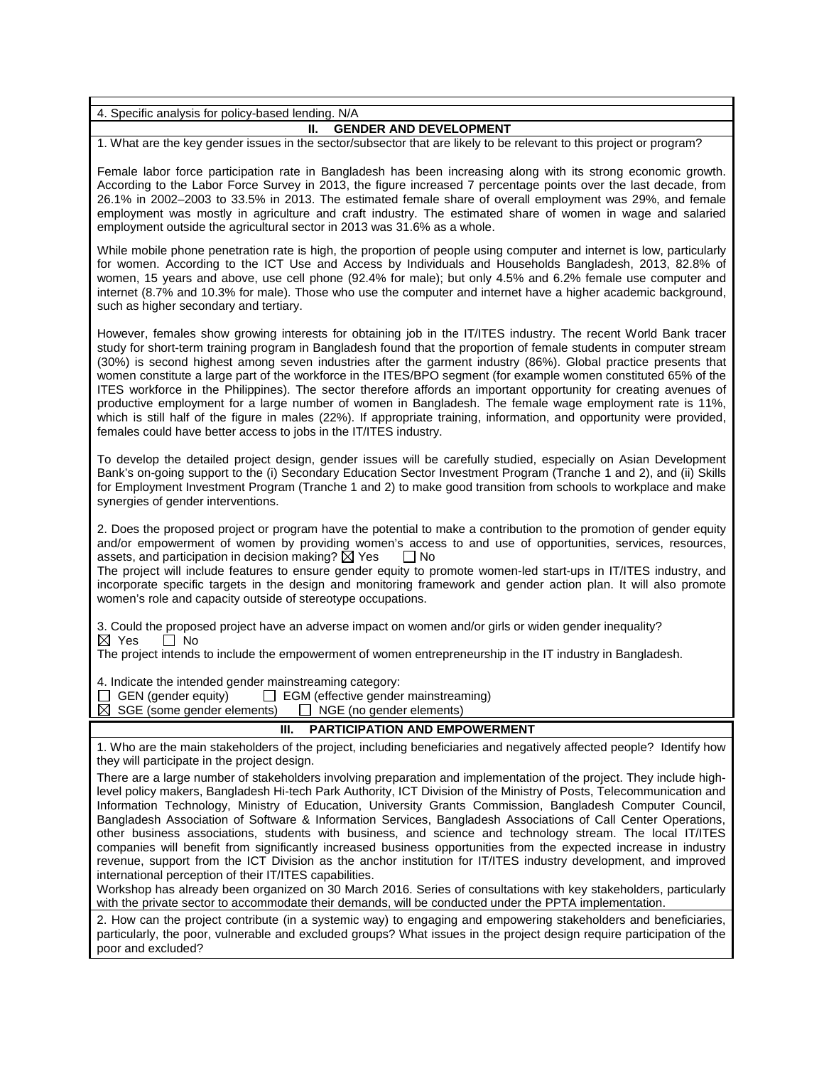4. Specific analysis for policy-based lending. N/A

## II. GENDER AND DEVELOPMENT

1. What are the key gender issues in the sector/subsector that are likely to be relevant to this project or program?

Female labor force participation rate in Bangladesh has been increasing along with its strong economic growth. According to the Labor Force Survey in 2013, the figure increased 7 percentage points over the last decade, from 26.1% in 2002–2003 to 33.5% in 2013. The estimated female share of overall employment was 29%, and female employment was mostly in agriculture and craft industry. The estimated share of women in wage and salaried employment outside the agricultural sector in 2013 was 31.6% as a whole.

While mobile phone penetration rate is high, the proportion of people using computer and internet is low, particularly for women. According to the ICT Use and Access by Individuals and Households Bangladesh, 2013, 82.8% of women, 15 years and above, use cell phone (92.4% for male); but only 4.5% and 6.2% female use computer and internet (8.7% and 10.3% for male). Those who use the computer and internet have a higher academic background, such as higher secondary and tertiary.

However, females show growing interests for obtaining job in the IT/ITES industry. The recent World Bank tracer study for short-term training program in Bangladesh found that the proportion of female students in computer stream (30%) is second highest among seven industries after the garment industry (86%). Global practice presents that women constitute a large part of the workforce in the ITES/BPO segment (for example women constituted 65% of the ITES workforce in the Philippines). The sector therefore affords an important opportunity for creating avenues of productive employment for a large number of women in Bangladesh. The female wage employment rate is 11%, which is still half of the figure in males (22%). If appropriate training, information, and opportunity were provided, females could have better access to jobs in the IT/ITES industry.

To develop the detailed project design, gender issues will be carefully studied, especially on Asian Development Bank's on-going support to the (i) Secondary Education Sector Investment Program (Tranche 1 and 2), and (ii) Skills for Employment Investment Program (Tranche 1 and 2) to make good transition from schools to workplace and make synergies of gender interventions.

2. Does the proposed project or program have the potential to make a contribution to the promotion of gender equity and/or empowerment of women by providing women's access to and use of opportunities, services, resources, assets, and participation in decision making? ☒ Yes ☐ No

The project will include features to ensure gender equity to promote women-led start-ups in IT/ITES industry, and incorporate specific targets in the design and monitoring framework and gender action plan. It will also promote women's role and capacity outside of stereotype occupations.

3. Could the proposed project have an adverse impact on women and/or girls or widen gender inequality?
☒ Yes ☐ No

The project intends to include the empowerment of women entrepreneurship in the IT industry in Bangladesh.

4. Indicate the intended gender mainstreaming category:
☐ GEN (gender equity) ☐ EGM (effective gender mainstreaming)
☒ SGE (some gender elements) ☐ NGE (no gender elements)

## III. PARTICIPATION AND EMPOWERMENT

1. Who are the main stakeholders of the project, including beneficiaries and negatively affected people? Identify how they will participate in the project design.

There are a large number of stakeholders involving preparation and implementation of the project. They include high-level policy makers, Bangladesh Hi-tech Park Authority, ICT Division of the Ministry of Posts, Telecommunication and Information Technology, Ministry of Education, University Grants Commission, Bangladesh Computer Council, Bangladesh Association of Software & Information Services, Bangladesh Associations of Call Center Operations, other business associations, students with business, and science and technology stream. The local IT/ITES companies will benefit from significantly increased business opportunities from the expected increase in industry revenue, support from the ICT Division as the anchor institution for IT/ITES industry development, and improved international perception of their IT/ITES capabilities.

Workshop has already been organized on 30 March 2016. Series of consultations with key stakeholders, particularly with the private sector to accommodate their demands, will be conducted under the PPTA implementation.

2. How can the project contribute (in a systemic way) to engaging and empowering stakeholders and beneficiaries, particularly, the poor, vulnerable and excluded groups? What issues in the project design require participation of the poor and excluded?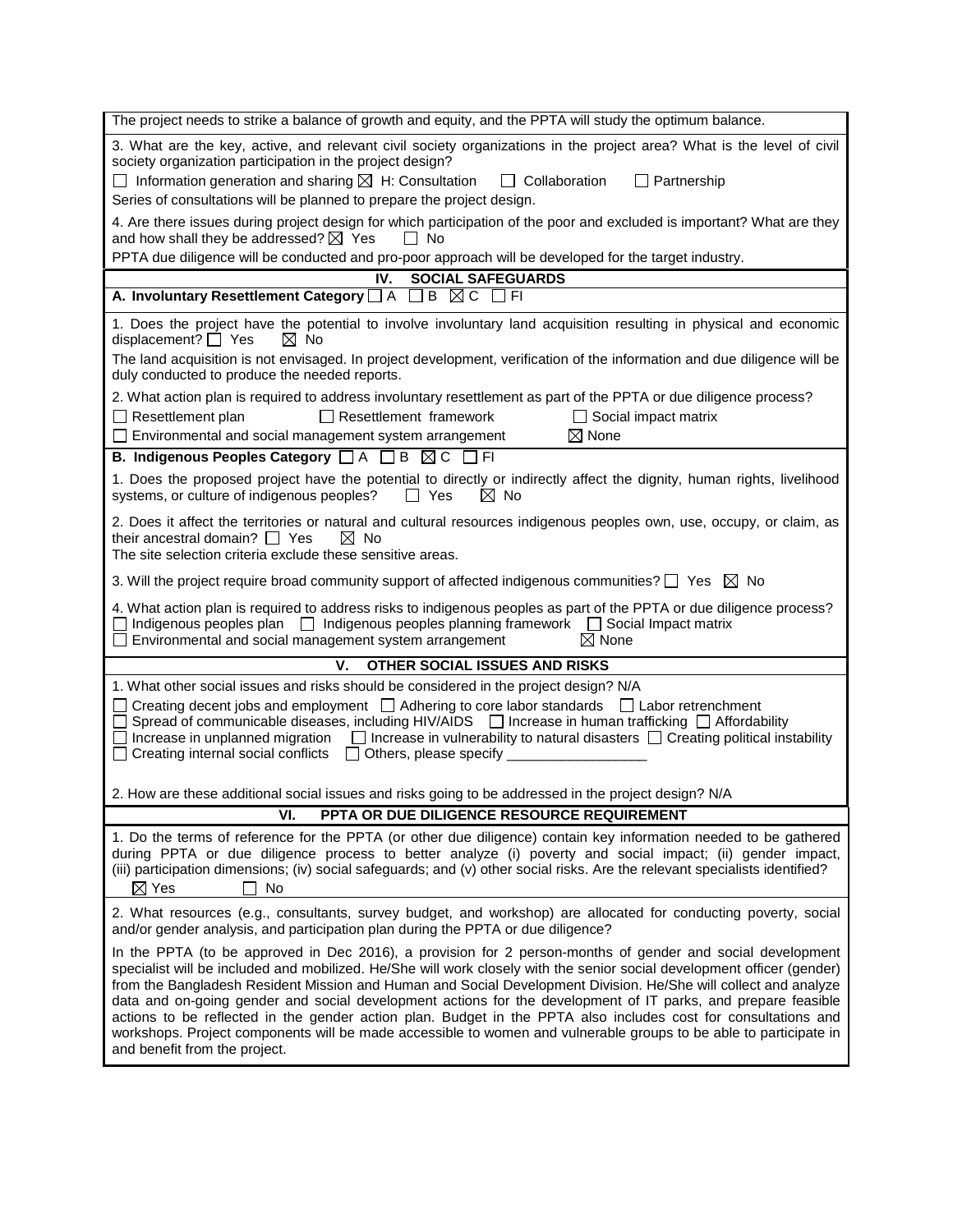The project needs to strike a balance of growth and equity, and the PPTA will study the optimum balance.

3. What are the key, active, and relevant civil society organizations in the project area? What is the level of civil society organization participation in the project design?

☐ Information generation and sharing ☒ H: Consultation ☐ Collaboration ☐ Partnership

Series of consultations will be planned to prepare the project design.

4. Are there issues during project design for which participation of the poor and excluded is important? What are they and how shall they be addressed? ☒ Yes ☐ No

PPTA due diligence will be conducted and pro-poor approach will be developed for the target industry.

## IV. SOCIAL SAFEGUARDS

**A. Involuntary Resettlement Category** ☐ A ☐ B ☒ C ☐ FI

1. Does the project have the potential to involve involuntary land acquisition resulting in physical and economic displacement? ☐ Yes ☒ No

The land acquisition is not envisaged. In project development, verification of the information and due diligence will be duly conducted to produce the needed reports.

2. What action plan is required to address involuntary resettlement as part of the PPTA or due diligence process?

☐ Resettlement plan ☐ Resettlement framework ☐ Social impact matrix
☐ Environmental and social management system arrangement ☒ None

**B. Indigenous Peoples Category** ☐ A ☐ B ☒ C ☐ FI

1. Does the proposed project have the potential to directly or indirectly affect the dignity, human rights, livelihood systems, or culture of indigenous peoples? ☐ Yes ☒ No

2. Does it affect the territories or natural and cultural resources indigenous peoples own, use, occupy, or claim, as their ancestral domain? ☐ Yes ☒ No

The site selection criteria exclude these sensitive areas.

3. Will the project require broad community support of affected indigenous communities? ☐ Yes ☒ No

4. What action plan is required to address risks to indigenous peoples as part of the PPTA or due diligence process?

☐ Indigenous peoples plan ☐ Indigenous peoples planning framework ☐ Social Impact matrix
☐ Environmental and social management system arrangement ☒ None

## V. OTHER SOCIAL ISSUES AND RISKS

1. What other social issues and risks should be considered in the project design? N/A

☐ Creating decent jobs and employment ☐ Adhering to core labor standards ☐ Labor retrenchment
☐ Spread of communicable diseases, including HIV/AIDS ☐ Increase in human trafficking ☐ Affordability
☐ Increase in unplanned migration ☐ Increase in vulnerability to natural disasters ☐ Creating political instability
☐ Creating internal social conflicts ☐ Others, please specify ________________

2. How are these additional social issues and risks going to be addressed in the project design? N/A

## VI. PPTA OR DUE DILIGENCE RESOURCE REQUIREMENT

1. Do the terms of reference for the PPTA (or other due diligence) contain key information needed to be gathered during PPTA or due diligence process to better analyze (i) poverty and social impact; (ii) gender impact, (iii) participation dimensions; (iv) social safeguards; and (v) other social risks. Are the relevant specialists identified?

☒ Yes ☐ No

2. What resources (e.g., consultants, survey budget, and workshop) are allocated for conducting poverty, social and/or gender analysis, and participation plan during the PPTA or due diligence?

In the PPTA (to be approved in Dec 2016), a provision for 2 person-months of gender and social development specialist will be included and mobilized. He/She will work closely with the senior social development officer (gender) from the Bangladesh Resident Mission and Human and Social Development Division. He/She will collect and analyze data and on-going gender and social development actions for the development of IT parks, and prepare feasible actions to be reflected in the gender action plan. Budget in the PPTA also includes cost for consultations and workshops. Project components will be made accessible to women and vulnerable groups to be able to participate in and benefit from the project.